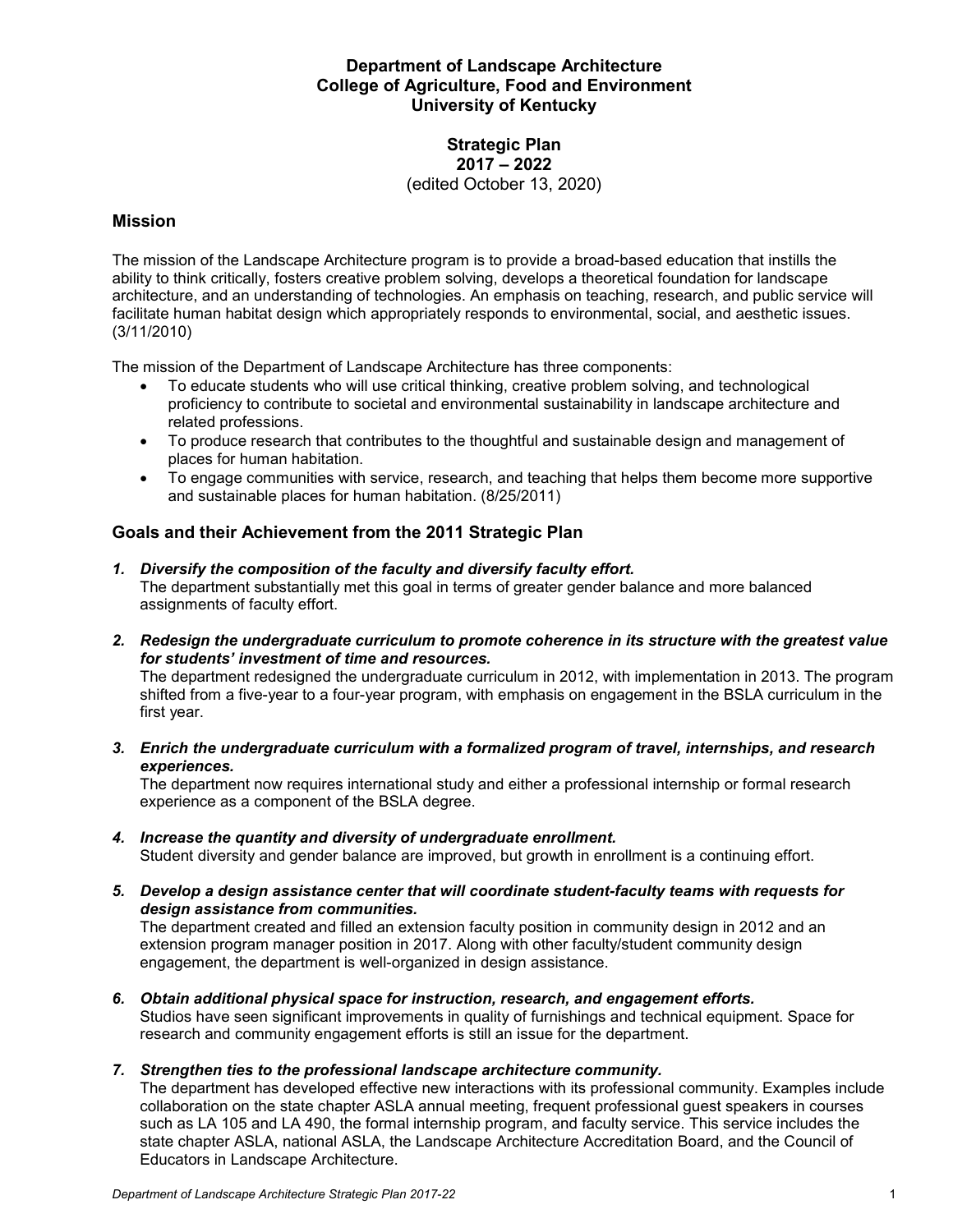**Department of Landscape Architecture**
**College of Agriculture, Food and Environment**
**University of Kentucky**

**Strategic Plan**
**2017 – 2022**
(edited October 13, 2020)

## Mission

The mission of the Landscape Architecture program is to provide a broad-based education that instills the ability to think critically, fosters creative problem solving, develops a theoretical foundation for landscape architecture, and an understanding of technologies. An emphasis on teaching, research, and public service will facilitate human habitat design which appropriately responds to environmental, social, and aesthetic issues. (3/11/2010)

The mission of the Department of Landscape Architecture has three components:

- To educate students who will use critical thinking, creative problem solving, and technological proficiency to contribute to societal and environmental sustainability in landscape architecture and related professions.
- To produce research that contributes to the thoughtful and sustainable design and management of places for human habitation.
- To engage communities with service, research, and teaching that helps them become more supportive and sustainable places for human habitation. (8/25/2011)

## Goals and their Achievement from the 2011 Strategic Plan

1. ***Diversify the composition of the faculty and diversify faculty effort.***
   The department substantially met this goal in terms of greater gender balance and more balanced assignments of faculty effort.

2. ***Redesign the undergraduate curriculum to promote coherence in its structure with the greatest value for students' investment of time and resources.***
   The department redesigned the undergraduate curriculum in 2012, with implementation in 2013. The program shifted from a five-year to a four-year program, with emphasis on engagement in the BSLA curriculum in the first year.

3. ***Enrich the undergraduate curriculum with a formalized program of travel, internships, and research experiences.***
   The department now requires international study and either a professional internship or formal research experience as a component of the BSLA degree.

4. ***Increase the quantity and diversity of undergraduate enrollment.***
   Student diversity and gender balance are improved, but growth in enrollment is a continuing effort.

5. ***Develop a design assistance center that will coordinate student-faculty teams with requests for design assistance from communities.***
   The department created and filled an extension faculty position in community design in 2012 and an extension program manager position in 2017. Along with other faculty/student community design engagement, the department is well-organized in design assistance.

6. ***Obtain additional physical space for instruction, research, and engagement efforts.***
   Studios have seen significant improvements in quality of furnishings and technical equipment. Space for research and community engagement efforts is still an issue for the department.

7. ***Strengthen ties to the professional landscape architecture community.***
   The department has developed effective new interactions with its professional community. Examples include collaboration on the state chapter ASLA annual meeting, frequent professional guest speakers in courses such as LA 105 and LA 490, the formal internship program, and faculty service. This service includes the state chapter ASLA, national ASLA, the Landscape Architecture Accreditation Board, and the Council of Educators in Landscape Architecture.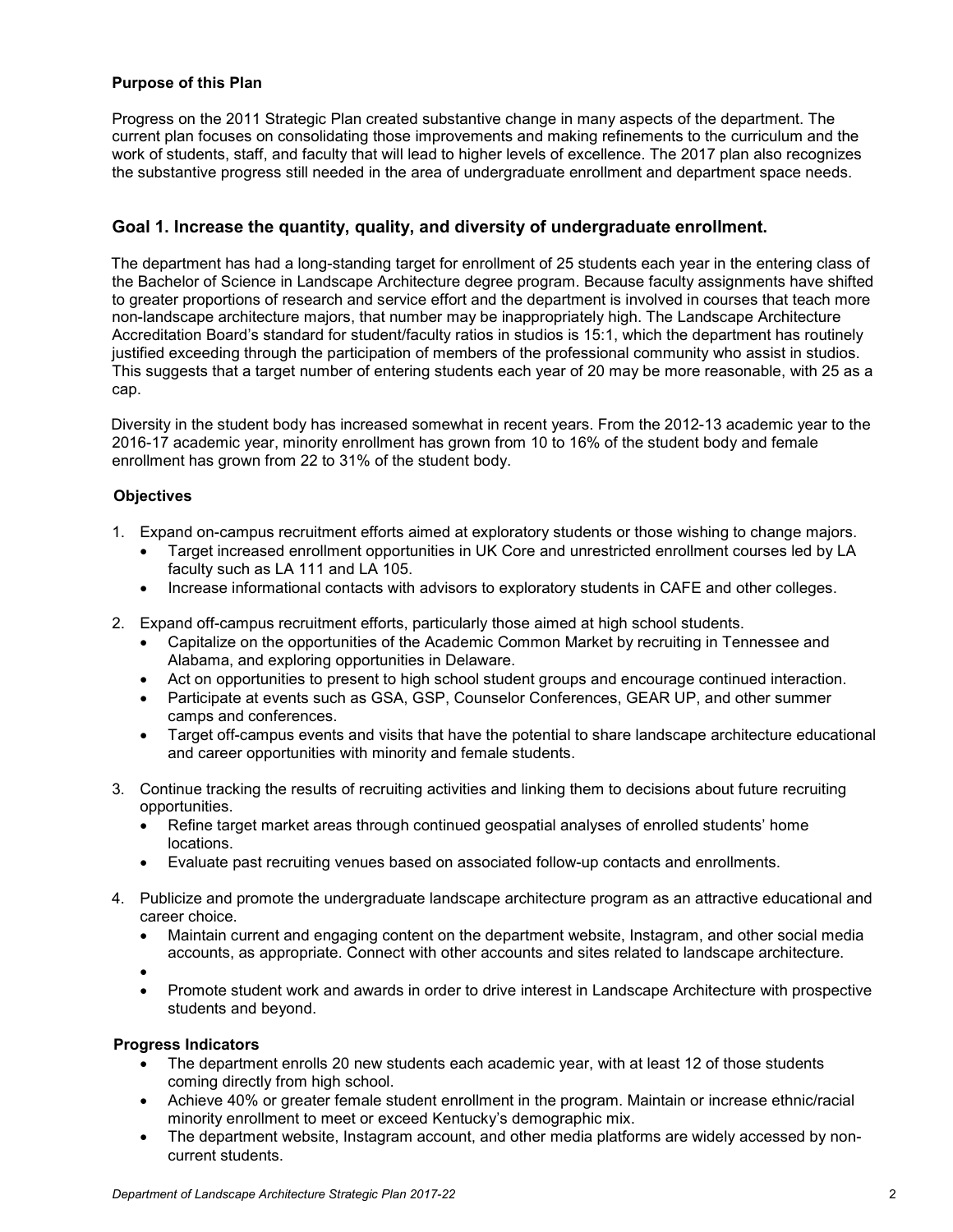**Purpose of this Plan**

Progress on the 2011 Strategic Plan created substantive change in many aspects of the department. The current plan focuses on consolidating those improvements and making refinements to the curriculum and the work of students, staff, and faculty that will lead to higher levels of excellence. The 2017 plan also recognizes the substantive progress still needed in the area of undergraduate enrollment and department space needs.

## Goal 1. Increase the quantity, quality, and diversity of undergraduate enrollment.

The department has had a long-standing target for enrollment of 25 students each year in the entering class of the Bachelor of Science in Landscape Architecture degree program. Because faculty assignments have shifted to greater proportions of research and service effort and the department is involved in courses that teach more non-landscape architecture majors, that number may be inappropriately high. The Landscape Architecture Accreditation Board's standard for student/faculty ratios in studios is 15:1, which the department has routinely justified exceeding through the participation of members of the professional community who assist in studios. This suggests that a target number of entering students each year of 20 may be more reasonable, with 25 as a cap.

Diversity in the student body has increased somewhat in recent years. From the 2012-13 academic year to the 2016-17 academic year, minority enrollment has grown from 10 to 16% of the student body and female enrollment has grown from 22 to 31% of the student body.

**Objectives**

1. Expand on-campus recruitment efforts aimed at exploratory students or those wishing to change majors.
   - Target increased enrollment opportunities in UK Core and unrestricted enrollment courses led by LA faculty such as LA 111 and LA 105.
   - Increase informational contacts with advisors to exploratory students in CAFE and other colleges.
2. Expand off-campus recruitment efforts, particularly those aimed at high school students.
   - Capitalize on the opportunities of the Academic Common Market by recruiting in Tennessee and Alabama, and exploring opportunities in Delaware.
   - Act on opportunities to present to high school student groups and encourage continued interaction.
   - Participate at events such as GSA, GSP, Counselor Conferences, GEAR UP, and other summer camps and conferences.
   - Target off-campus events and visits that have the potential to share landscape architecture educational and career opportunities with minority and female students.
3. Continue tracking the results of recruiting activities and linking them to decisions about future recruiting opportunities.
   - Refine target market areas through continued geospatial analyses of enrolled students' home locations.
   - Evaluate past recruiting venues based on associated follow-up contacts and enrollments.
4. Publicize and promote the undergraduate landscape architecture program as an attractive educational and career choice.
   - Maintain current and engaging content on the department website, Instagram, and other social media accounts, as appropriate. Connect with other accounts and sites related to landscape architecture.
   - 
   - Promote student work and awards in order to drive interest in Landscape Architecture with prospective students and beyond.

**Progress Indicators**

- The department enrolls 20 new students each academic year, with at least 12 of those students coming directly from high school.
- Achieve 40% or greater female student enrollment in the program. Maintain or increase ethnic/racial minority enrollment to meet or exceed Kentucky's demographic mix.
- The department website, Instagram account, and other media platforms are widely accessed by non-current students.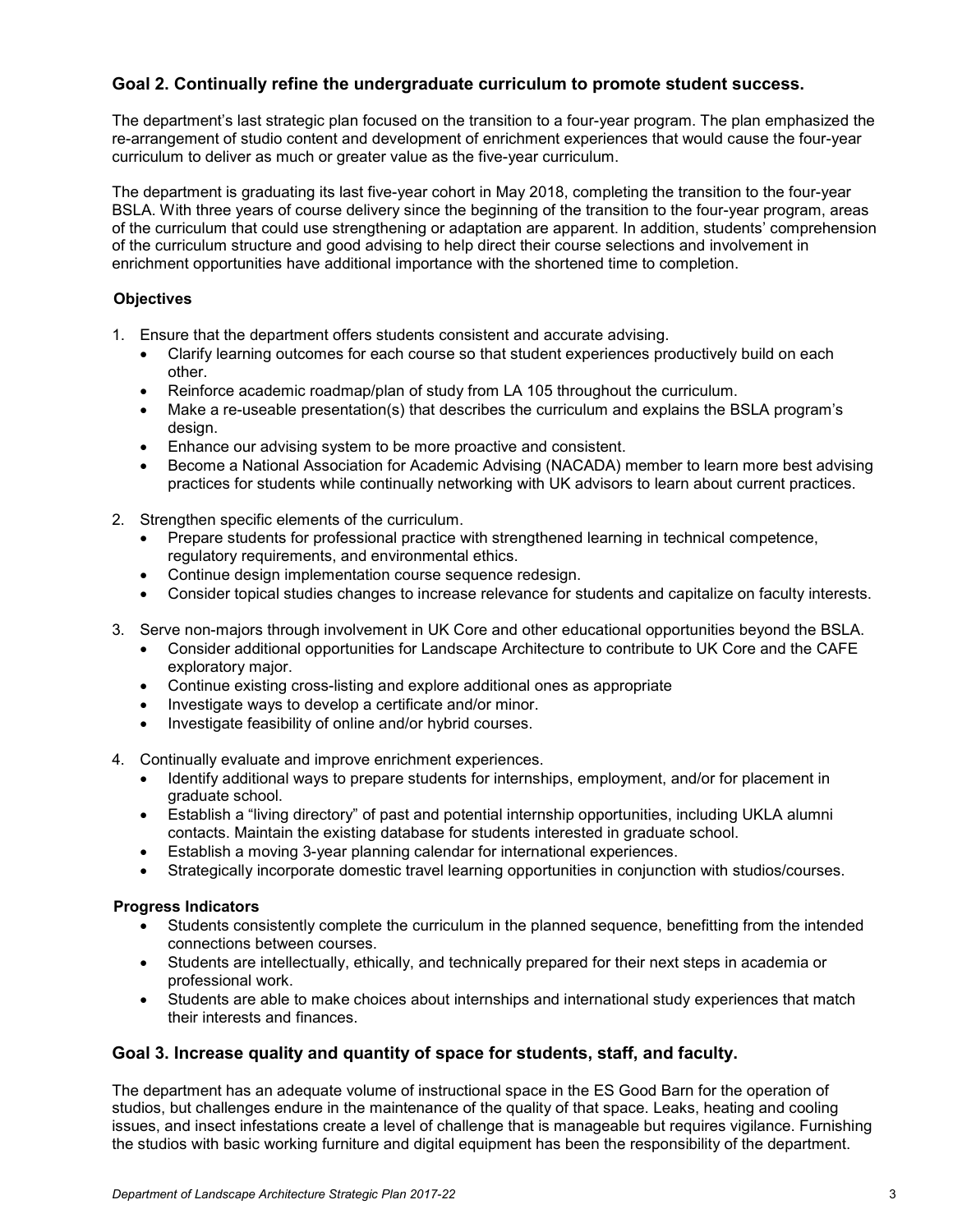## Goal 2. Continually refine the undergraduate curriculum to promote student success.

The department's last strategic plan focused on the transition to a four-year program. The plan emphasized the re-arrangement of studio content and development of enrichment experiences that would cause the four-year curriculum to deliver as much or greater value as the five-year curriculum.

The department is graduating its last five-year cohort in May 2018, completing the transition to the four-year BSLA. With three years of course delivery since the beginning of the transition to the four-year program, areas of the curriculum that could use strengthening or adaptation are apparent. In addition, students' comprehension of the curriculum structure and good advising to help direct their course selections and involvement in enrichment opportunities have additional importance with the shortened time to completion.

### Objectives

1. Ensure that the department offers students consistent and accurate advising.
   - Clarify learning outcomes for each course so that student experiences productively build on each other.
   - Reinforce academic roadmap/plan of study from LA 105 throughout the curriculum.
   - Make a re-useable presentation(s) that describes the curriculum and explains the BSLA program's design.
   - Enhance our advising system to be more proactive and consistent.
   - Become a National Association for Academic Advising (NACADA) member to learn more best advising practices for students while continually networking with UK advisors to learn about current practices.
2. Strengthen specific elements of the curriculum.
   - Prepare students for professional practice with strengthened learning in technical competence, regulatory requirements, and environmental ethics.
   - Continue design implementation course sequence redesign.
   - Consider topical studies changes to increase relevance for students and capitalize on faculty interests.
3. Serve non-majors through involvement in UK Core and other educational opportunities beyond the BSLA.
   - Consider additional opportunities for Landscape Architecture to contribute to UK Core and the CAFE exploratory major.
   - Continue existing cross-listing and explore additional ones as appropriate
   - Investigate ways to develop a certificate and/or minor.
   - Investigate feasibility of online and/or hybrid courses.
4. Continually evaluate and improve enrichment experiences.
   - Identify additional ways to prepare students for internships, employment, and/or for placement in graduate school.
   - Establish a "living directory" of past and potential internship opportunities, including UKLA alumni contacts. Maintain the existing database for students interested in graduate school.
   - Establish a moving 3-year planning calendar for international experiences.
   - Strategically incorporate domestic travel learning opportunities in conjunction with studios/courses.

### Progress Indicators

- Students consistently complete the curriculum in the planned sequence, benefitting from the intended connections between courses.
- Students are intellectually, ethically, and technically prepared for their next steps in academia or professional work.
- Students are able to make choices about internships and international study experiences that match their interests and finances.

## Goal 3. Increase quality and quantity of space for students, staff, and faculty.

The department has an adequate volume of instructional space in the ES Good Barn for the operation of studios, but challenges endure in the maintenance of the quality of that space. Leaks, heating and cooling issues, and insect infestations create a level of challenge that is manageable but requires vigilance. Furnishing the studios with basic working furniture and digital equipment has been the responsibility of the department.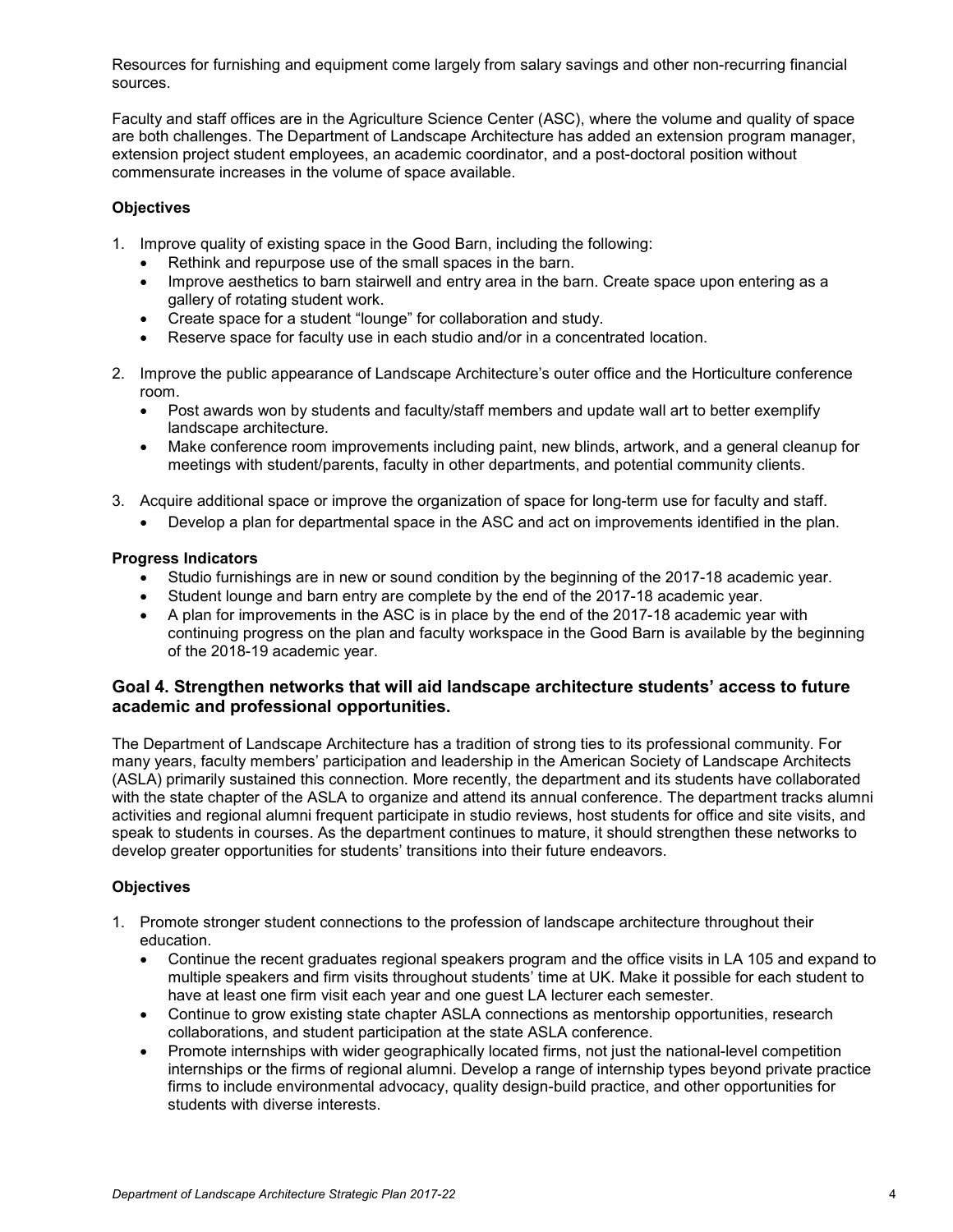Resources for furnishing and equipment come largely from salary savings and other non-recurring financial sources.

Faculty and staff offices are in the Agriculture Science Center (ASC), where the volume and quality of space are both challenges. The Department of Landscape Architecture has added an extension program manager, extension project student employees, an academic coordinator, and a post-doctoral position without commensurate increases in the volume of space available.

**Objectives**

1. Improve quality of existing space in the Good Barn, including the following:
   - Rethink and repurpose use of the small spaces in the barn.
   - Improve aesthetics to barn stairwell and entry area in the barn. Create space upon entering as a gallery of rotating student work.
   - Create space for a student "lounge" for collaboration and study.
   - Reserve space for faculty use in each studio and/or in a concentrated location.

2. Improve the public appearance of Landscape Architecture's outer office and the Horticulture conference room.
   - Post awards won by students and faculty/staff members and update wall art to better exemplify landscape architecture.
   - Make conference room improvements including paint, new blinds, artwork, and a general cleanup for meetings with student/parents, faculty in other departments, and potential community clients.

3. Acquire additional space or improve the organization of space for long-term use for faculty and staff.
   - Develop a plan for departmental space in the ASC and act on improvements identified in the plan.

**Progress Indicators**

- Studio furnishings are in new or sound condition by the beginning of the 2017-18 academic year.
- Student lounge and barn entry are complete by the end of the 2017-18 academic year.
- A plan for improvements in the ASC is in place by the end of the 2017-18 academic year with continuing progress on the plan and faculty workspace in the Good Barn is available by the beginning of the 2018-19 academic year.

## Goal 4. Strengthen networks that will aid landscape architecture students' access to future academic and professional opportunities.

The Department of Landscape Architecture has a tradition of strong ties to its professional community. For many years, faculty members' participation and leadership in the American Society of Landscape Architects (ASLA) primarily sustained this connection. More recently, the department and its students have collaborated with the state chapter of the ASLA to organize and attend its annual conference. The department tracks alumni activities and regional alumni frequent participate in studio reviews, host students for office and site visits, and speak to students in courses. As the department continues to mature, it should strengthen these networks to develop greater opportunities for students' transitions into their future endeavors.

**Objectives**

1. Promote stronger student connections to the profession of landscape architecture throughout their education.
   - Continue the recent graduates regional speakers program and the office visits in LA 105 and expand to multiple speakers and firm visits throughout students' time at UK. Make it possible for each student to have at least one firm visit each year and one guest LA lecturer each semester.
   - Continue to grow existing state chapter ASLA connections as mentorship opportunities, research collaborations, and student participation at the state ASLA conference.
   - Promote internships with wider geographically located firms, not just the national-level competition internships or the firms of regional alumni. Develop a range of internship types beyond private practice firms to include environmental advocacy, quality design-build practice, and other opportunities for students with diverse interests.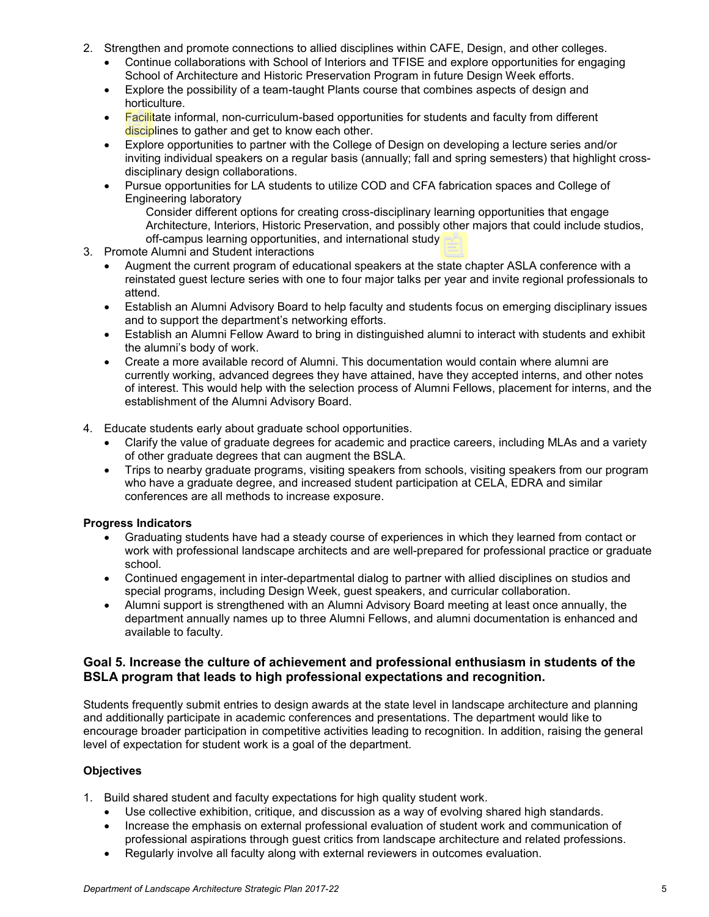2. Strengthen and promote connections to allied disciplines within CAFE, Design, and other colleges.
   - Continue collaborations with School of Interiors and TFISE and explore opportunities for engaging School of Architecture and Historic Preservation Program in future Design Week efforts.
   - Explore the possibility of a team-taught Plants course that combines aspects of design and horticulture.
   - Facilitate informal, non-curriculum-based opportunities for students and faculty from different disciplines to gather and get to know each other.
   - Explore opportunities to partner with the College of Design on developing a lecture series and/or inviting individual speakers on a regular basis (annually; fall and spring semesters) that highlight cross-disciplinary design collaborations.
   - Pursue opportunities for LA students to utilize COD and CFA fabrication spaces and College of Engineering laboratory

     Consider different options for creating cross-disciplinary learning opportunities that engage Architecture, Interiors, Historic Preservation, and possibly other majors that could include studios, off-campus learning opportunities, and international study
3. Promote Alumni and Student interactions
   - Augment the current program of educational speakers at the state chapter ASLA conference with a reinstated guest lecture series with one to four major talks per year and invite regional professionals to attend.
   - Establish an Alumni Advisory Board to help faculty and students focus on emerging disciplinary issues and to support the department's networking efforts.
   - Establish an Alumni Fellow Award to bring in distinguished alumni to interact with students and exhibit the alumni's body of work.
   - Create a more available record of Alumni. This documentation would contain where alumni are currently working, advanced degrees they have attained, have they accepted interns, and other notes of interest. This would help with the selection process of Alumni Fellows, placement for interns, and the establishment of the Alumni Advisory Board.
4. Educate students early about graduate school opportunities.
   - Clarify the value of graduate degrees for academic and practice careers, including MLAs and a variety of other graduate degrees that can augment the BSLA.
   - Trips to nearby graduate programs, visiting speakers from schools, visiting speakers from our program who have a graduate degree, and increased student participation at CELA, EDRA and similar conferences are all methods to increase exposure.

**Progress Indicators**

- Graduating students have had a steady course of experiences in which they learned from contact or work with professional landscape architects and are well-prepared for professional practice or graduate school.
- Continued engagement in inter-departmental dialog to partner with allied disciplines on studios and special programs, including Design Week, guest speakers, and curricular collaboration.
- Alumni support is strengthened with an Alumni Advisory Board meeting at least once annually, the department annually names up to three Alumni Fellows, and alumni documentation is enhanced and available to faculty.

### Goal 5. Increase the culture of achievement and professional enthusiasm in students of the BSLA program that leads to high professional expectations and recognition.

Students frequently submit entries to design awards at the state level in landscape architecture and planning and additionally participate in academic conferences and presentations. The department would like to encourage broader participation in competitive activities leading to recognition. In addition, raising the general level of expectation for student work is a goal of the department.

**Objectives**

1. Build shared student and faculty expectations for high quality student work.
   - Use collective exhibition, critique, and discussion as a way of evolving shared high standards.
   - Increase the emphasis on external professional evaluation of student work and communication of professional aspirations through guest critics from landscape architecture and related professions.
   - Regularly involve all faculty along with external reviewers in outcomes evaluation.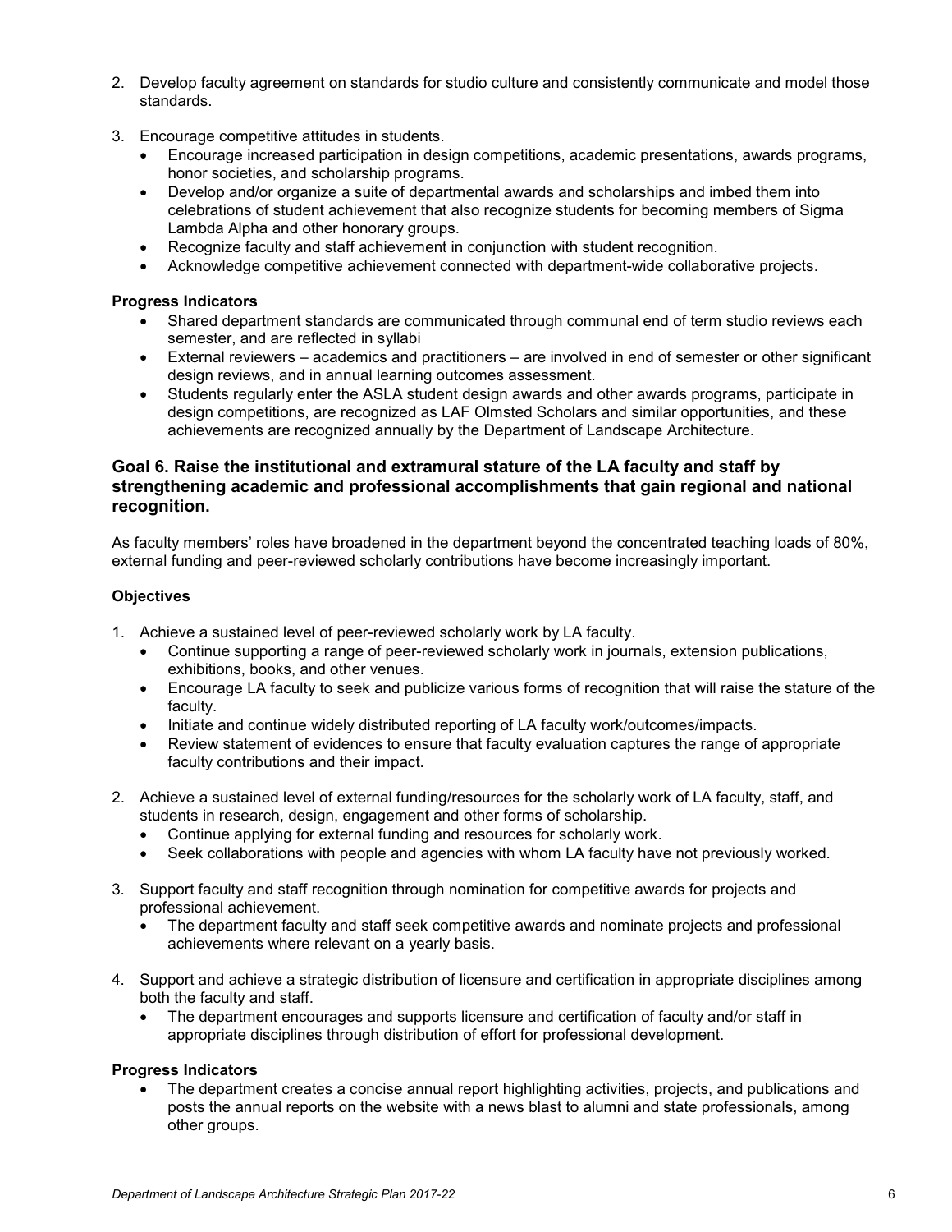2. Develop faculty agreement on standards for studio culture and consistently communicate and model those standards.

3. Encourage competitive attitudes in students.
   - Encourage increased participation in design competitions, academic presentations, awards programs, honor societies, and scholarship programs.
   - Develop and/or organize a suite of departmental awards and scholarships and imbed them into celebrations of student achievement that also recognize students for becoming members of Sigma Lambda Alpha and other honorary groups.
   - Recognize faculty and staff achievement in conjunction with student recognition.
   - Acknowledge competitive achievement connected with department-wide collaborative projects.

**Progress Indicators**

- Shared department standards are communicated through communal end of term studio reviews each semester, and are reflected in syllabi
- External reviewers – academics and practitioners – are involved in end of semester or other significant design reviews, and in annual learning outcomes assessment.
- Students regularly enter the ASLA student design awards and other awards programs, participate in design competitions, are recognized as LAF Olmsted Scholars and similar opportunities, and these achievements are recognized annually by the Department of Landscape Architecture.

### Goal 6. Raise the institutional and extramural stature of the LA faculty and staff by strengthening academic and professional accomplishments that gain regional and national recognition.

As faculty members' roles have broadened in the department beyond the concentrated teaching loads of 80%, external funding and peer-reviewed scholarly contributions have become increasingly important.

**Objectives**

1. Achieve a sustained level of peer-reviewed scholarly work by LA faculty.
   - Continue supporting a range of peer-reviewed scholarly work in journals, extension publications, exhibitions, books, and other venues.
   - Encourage LA faculty to seek and publicize various forms of recognition that will raise the stature of the faculty.
   - Initiate and continue widely distributed reporting of LA faculty work/outcomes/impacts.
   - Review statement of evidences to ensure that faculty evaluation captures the range of appropriate faculty contributions and their impact.

2. Achieve a sustained level of external funding/resources for the scholarly work of LA faculty, staff, and students in research, design, engagement and other forms of scholarship.
   - Continue applying for external funding and resources for scholarly work.
   - Seek collaborations with people and agencies with whom LA faculty have not previously worked.

3. Support faculty and staff recognition through nomination for competitive awards for projects and professional achievement.
   - The department faculty and staff seek competitive awards and nominate projects and professional achievements where relevant on a yearly basis.

4. Support and achieve a strategic distribution of licensure and certification in appropriate disciplines among both the faculty and staff.
   - The department encourages and supports licensure and certification of faculty and/or staff in appropriate disciplines through distribution of effort for professional development.

**Progress Indicators**

- The department creates a concise annual report highlighting activities, projects, and publications and posts the annual reports on the website with a news blast to alumni and state professionals, among other groups.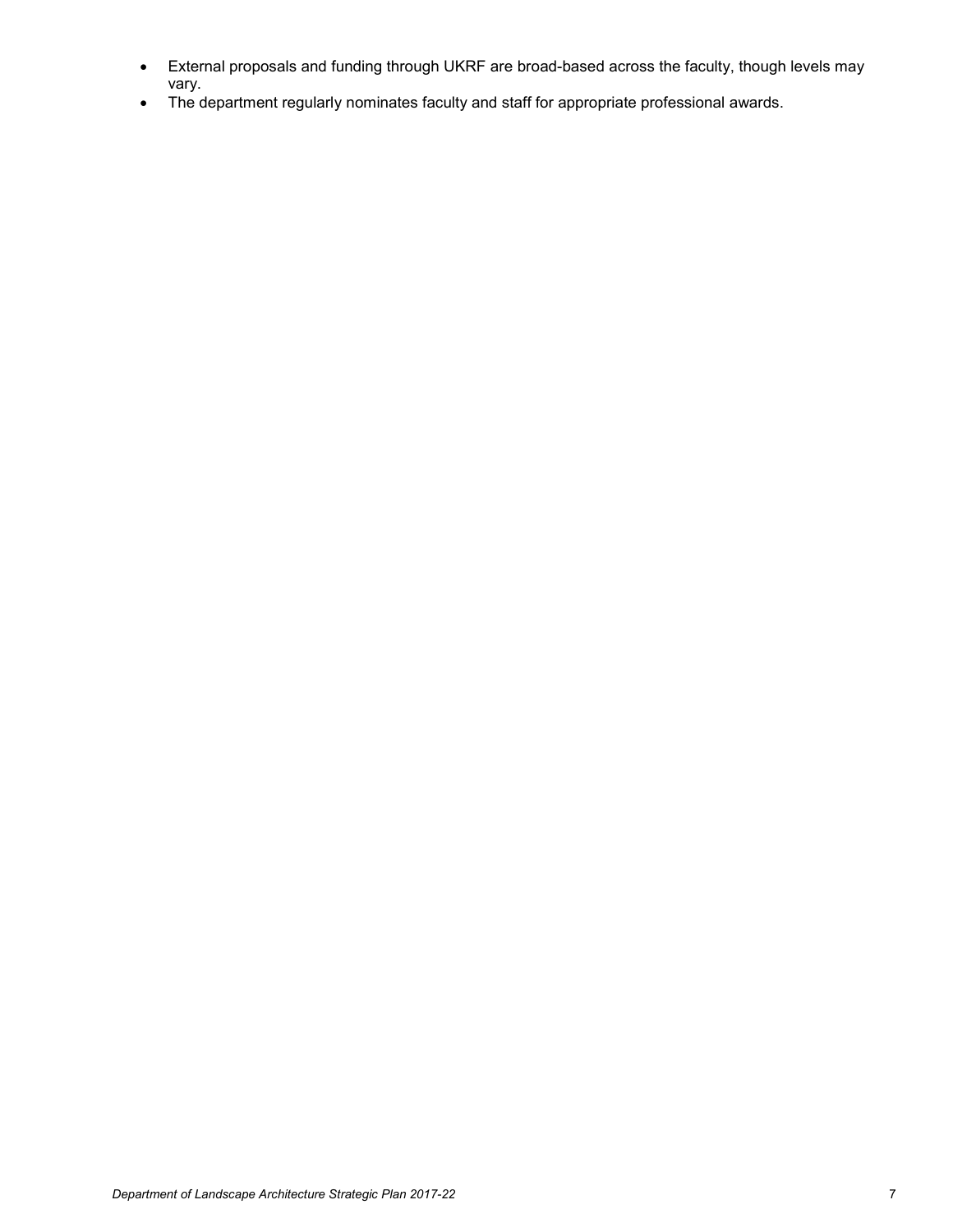- External proposals and funding through UKRF are broad-based across the faculty, though levels may vary.
- The department regularly nominates faculty and staff for appropriate professional awards.